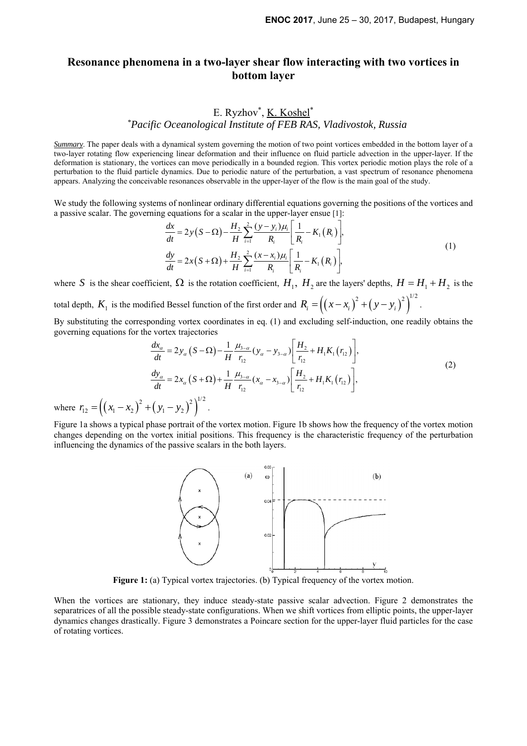# Resonance phenomena in a two-layer shear flow interacting with two vortices in bottom layer

E. Ryzhov*, K. Koshel*

*Pacific Oceanological Institute of FEB RAS, Vladivostok, Russia

*Summary*. The paper deals with a dynamical system governing the motion of two point vortices embedded in the bottom layer of a two-layer rotating flow experiencing linear deformation and their influence on fluid particle advection in the upper-layer. If the deformation is stationary, the vortices can move periodically in a bounded region. This vortex periodic motion plays the role of a perturbation to the fluid particle dynamics. Due to periodic nature of the perturbation, a vast spectrum of resonance phenomena appears. Analyzing the conceivable resonances observable in the upper-layer of the flow is the main goal of the study.

We study the following systems of nonlinear ordinary differential equations governing the positions of the vortices and a passive scalar. The governing equations for a scalar in the upper-layer ensue [1]:

$$
\begin{aligned}
\frac{dx}{dt} &= 2y\left(S-\Omega\right) - \frac{H_2}{H}\sum_{i=1}^{2}\frac{(y-y_i)\mu_i}{R_i}\left[\frac{1}{R_i} - K_1\left(R_i\right)\right], \\
\frac{dy}{dt} &= 2x\left(S+\Omega\right) + \frac{H_2}{H}\sum_{i=1}^{2}\frac{(x-x_i)\mu_i}{R_i}\left[\frac{1}{R_i} - K_1\left(R_i\right)\right],
\end{aligned}
\tag{1}
$$

where $S$ is the shear coefficient, $\Omega$ is the rotation coefficient, $H_1$, $H_2$ are the layers' depths, $H = H_1 + H_2$ is the total depth, $K_1$ is the modified Bessel function of the first order and $R_i = \left(\left(x-x_i\right)^2 + \left(y-y_i\right)^2\right)^{1/2}$.

By substituting the corresponding vortex coordinates in eq. (1) and excluding self-induction, one readily obtains the governing equations for the vortex trajectories

$$
\begin{aligned}
\frac{dx_\alpha}{dt} &= 2y_\alpha\left(S-\Omega\right) - \frac{1}{H}\frac{\mu_{3-\alpha}}{r_{12}}(y_\alpha - y_{3-\alpha})\left[\frac{H_2}{r_{12}} + H_1 K_1\left(r_{12}\right)\right], \\
\frac{dy_\alpha}{dt} &= 2x_\alpha\left(S+\Omega\right) + \frac{1}{H}\frac{\mu_{3-\alpha}}{r_{12}}(x_\alpha - x_{3-\alpha})\left[\frac{H_2}{r_{12}} + H_1 K_1\left(r_{12}\right)\right],
\end{aligned}
\tag{2}
$$

where $r_{12} = \left(\left(x_1-x_2\right)^2 + \left(y_1-y_2\right)^2\right)^{1/2}$.

Figure 1a shows a typical phase portrait of the vortex motion. Figure 1b shows how the frequency of the vortex motion changes depending on the vortex initial positions. This frequency is the characteristic frequency of the perturbation influencing the dynamics of the passive scalars in the both layers.

**Figure 1:** (a) Typical vortex trajectories. (b) Typical frequency of the vortex motion.

When the vortices are stationary, they induce steady-state passive scalar advection. Figure 2 demonstrates the separatrices of all the possible steady-state configurations. When we shift vortices from elliptic points, the upper-layer dynamics changes drastically. Figure 3 demonstrates a Poincare section for the upper-layer fluid particles for the case of rotating vortices.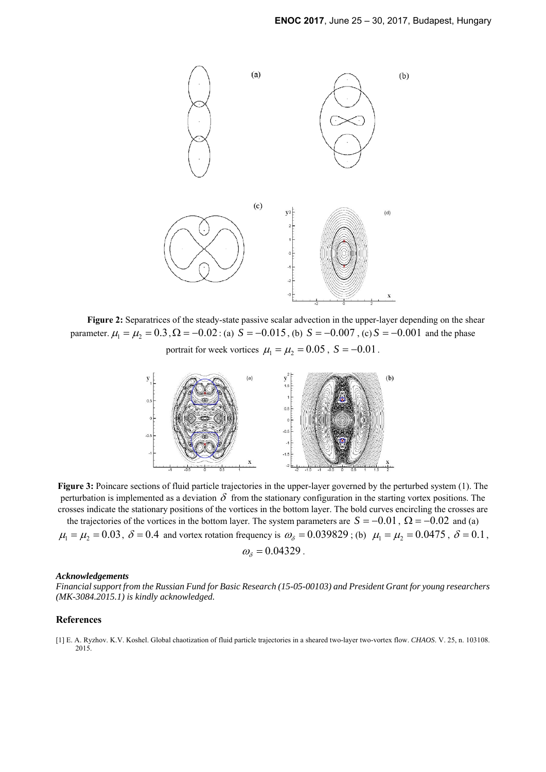(a)

(b)

(c)

y

3

2

1

0

-1

-2

-3

-2

0

2

x

(d)

**Figure 2:** Separatrices of the steady-state passive scalar advection in the upper-layer depending on the shear parameter. $\mu_1 = \mu_2 = 0.3, \Omega = -0.02$: (a) $S = -0.015$, (b) $S = -0.007$, (c) $S = -0.001$ and the phase portrait for week vortices $\mu_1 = \mu_2 = 0.05$, $S = -0.01$.

y

1

0.5

0

-0.5

-1

-1

-0.5

0

0.5

1

x

(a)

y

2

1.5

1

0.5

0

-0.5

-1

-1.5

-2

-2

-1.5

-1

-0.5

0

0.5

1

1.5

2

x

(b)

**Figure 3:** Poincare sections of fluid particle trajectories in the upper-layer governed by the perturbed system (1). The perturbation is implemented as a deviation $\delta$ from the stationary configuration in the starting vortex positions. The crosses indicate the stationary positions of the vortices in the bottom layer. The bold curves encircling the crosses are the trajectories of the vortices in the bottom layer. The system parameters are $S = -0.01$, $\Omega = -0.02$ and (a) $\mu_1 = \mu_2 = 0.03$, $\delta = 0.4$ and vortex rotation frequency is $\omega_\delta = 0.039829$; (b) $\mu_1 = \mu_2 = 0.0475$, $\delta = 0.1$, $\omega_\delta = 0.04329$.

### *Acknowledgements*

*Financial support from the Russian Fund for Basic Research (15-05-00103) and President Grant for young researchers (MK-3084.2015.1) is kindly acknowledged.*

## References

[1] E. A. Ryzhov. K.V. Koshel. Global chaotization of fluid particle trajectories in a sheared two-layer two-vortex flow. *CHAOS*. V. 25, n. 103108. 2015.